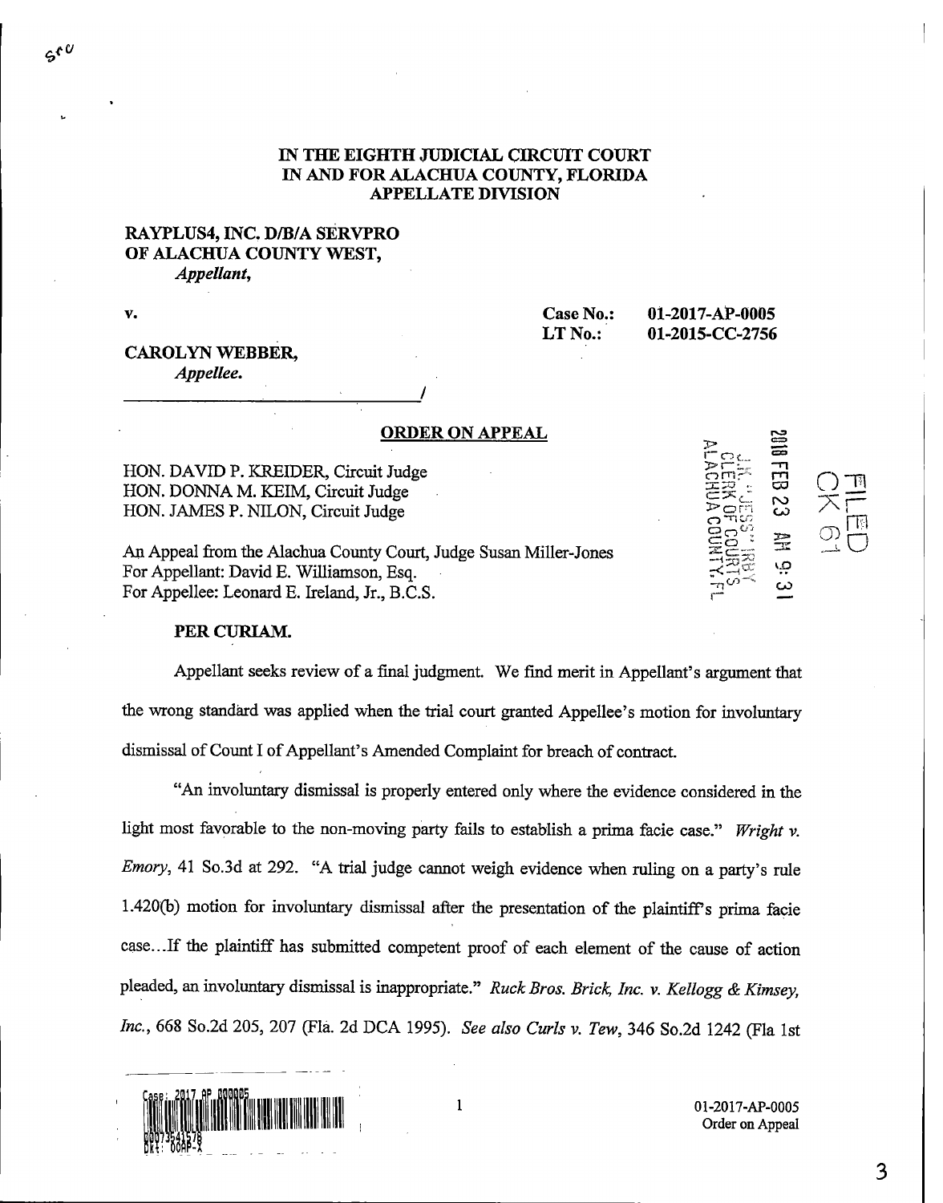**IN THE EIGHTH JUDICIAL CIRCUIT COURT**
**IN AND FOR ALACHUA COUNTY, FLORIDA**
**APPELLATE DIVISION**

**RAYPLUS4, INC. D/B/A SERVPRO OF ALACHUA COUNTY WEST,**
*Appellant,*

v.

**Case No.: 01-2017-AP-0005**
**LT No.: 01-2015-CC-2756**

**CAROLYN WEBBER,**
*Appellee.*
_______________________________/

**ORDER ON APPEAL**

HON. DAVID P. KREIDER, Circuit Judge
HON. DONNA M. KEIM, Circuit Judge
HON. JAMES P. NILON, Circuit Judge

An Appeal from the Alachua County Court, Judge Susan Miller-Jones
For Appellant: David E. Williamson, Esq.
For Appellee: Leonard E. Ireland, Jr., B.C.S.

**PER CURIAM.**

Appellant seeks review of a final judgment. We find merit in Appellant's argument that the wrong standard was applied when the trial court granted Appellee's motion for involuntary dismissal of Count I of Appellant's Amended Complaint for breach of contract.

"An involuntary dismissal is properly entered only where the evidence considered in the light most favorable to the non-moving party fails to establish a prima facie case." *Wright v. Emory*, 41 So.3d at 292. "A trial judge cannot weigh evidence when ruling on a party's rule 1.420(b) motion for involuntary dismissal after the presentation of the plaintiff's prima facie case...If the plaintiff has submitted competent proof of each element of the cause of action pleaded, an involuntary dismissal is inappropriate." *Ruck Bros. Brick, Inc. v. Kellogg & Kimsey, Inc.*, 668 So.2d 205, 207 (Fla. 2d DCA 1995). *See also Curls v. Tew*, 346 So.2d 1242 (Fla 1st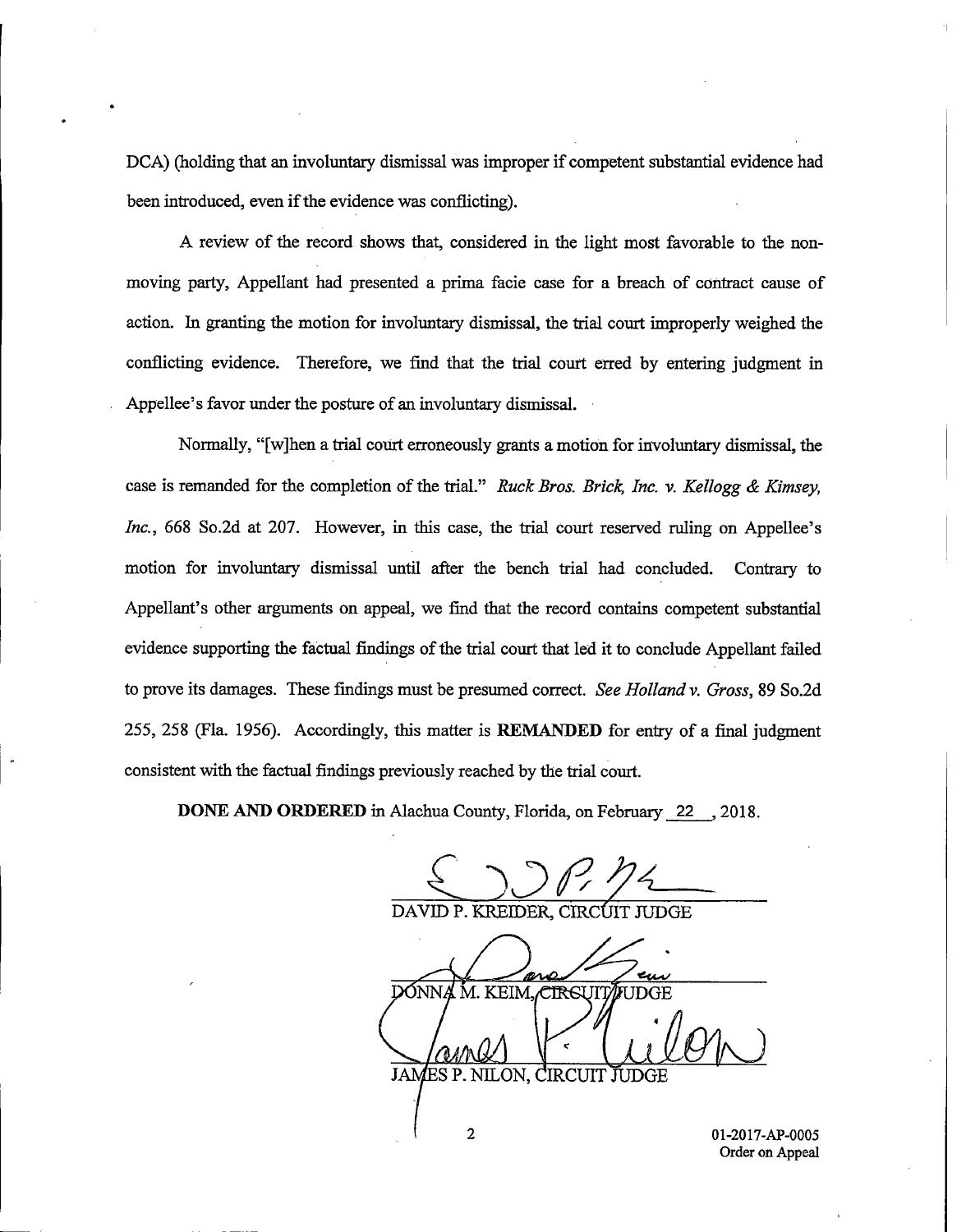DCA) (holding that an involuntary dismissal was improper if competent substantial evidence had been introduced, even if the evidence was conflicting).

A review of the record shows that, considered in the light most favorable to the non-moving party, Appellant had presented a prima facie case for a breach of contract cause of action. In granting the motion for involuntary dismissal, the trial court improperly weighed the conflicting evidence. Therefore, we find that the trial court erred by entering judgment in Appellee's favor under the posture of an involuntary dismissal.

Normally, "[w]hen a trial court erroneously grants a motion for involuntary dismissal, the case is remanded for the completion of the trial." *Ruck Bros. Brick, Inc. v. Kellogg & Kimsey, Inc.*, 668 So.2d at 207. However, in this case, the trial court reserved ruling on Appellee's motion for involuntary dismissal until after the bench trial had concluded. Contrary to Appellant's other arguments on appeal, we find that the record contains competent substantial evidence supporting the factual findings of the trial court that led it to conclude Appellant failed to prove its damages. These findings must be presumed correct. *See Holland v. Gross*, 89 So.2d 255, 258 (Fla. 1956). Accordingly, this matter is **REMANDED** for entry of a final judgment consistent with the factual findings previously reached by the trial court.

**DONE AND ORDERED** in Alachua County, Florida, on February 22, 2018.

DAVID P. KREIDER, CIRCUIT JUDGE

DONNA M. KEIM, CIRCUIT JUDGE

JAMES P. NILON, CIRCUIT JUDGE

01-2017-AP-0005
Order on Appeal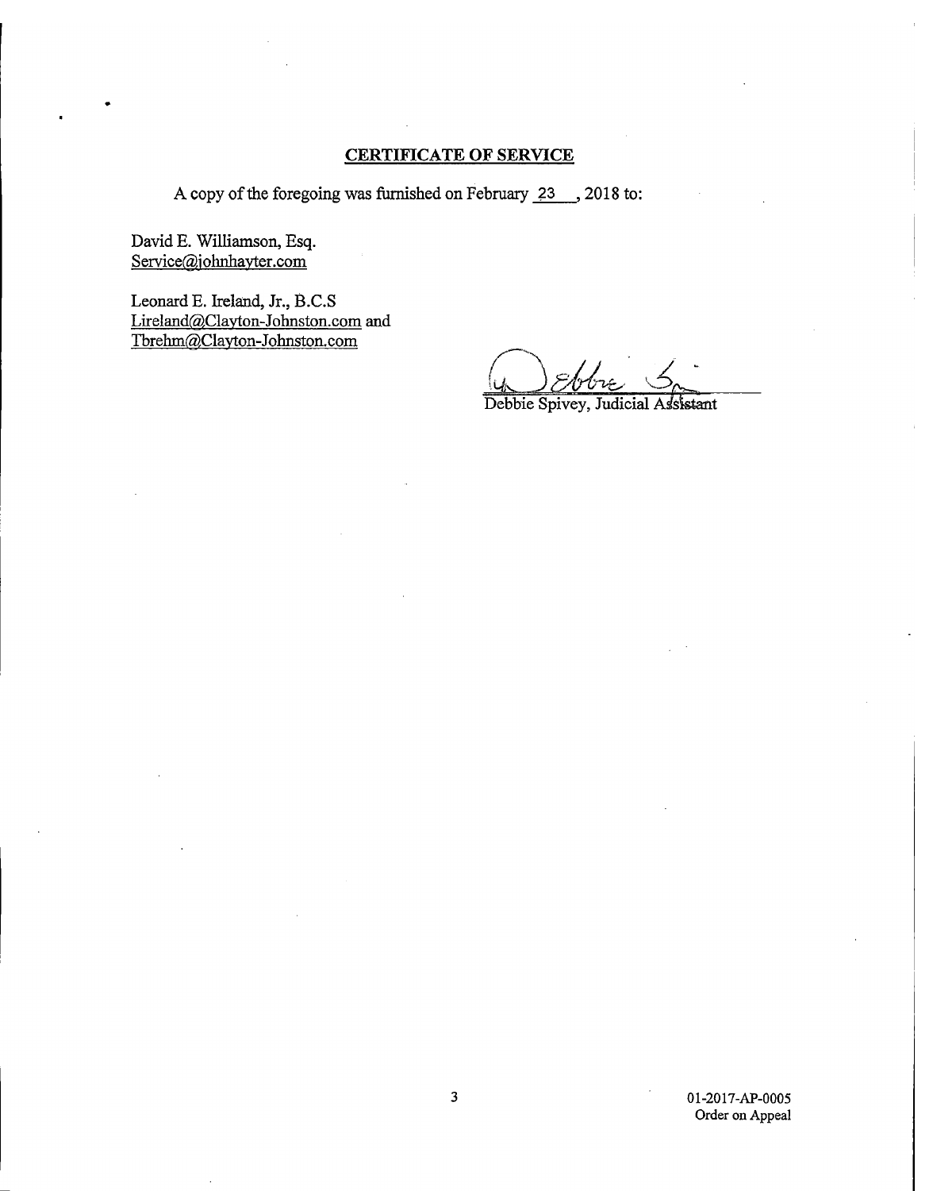## CERTIFICATE OF SERVICE

A copy of the foregoing was furnished on February 23, 2018 to:

David E. Williamson, Esq.
Service@johnhayter.com

Leonard E. Ireland, Jr., B.C.S
Lireland@Clayton-Johnston.com and
Tbrehm@Clayton-Johnston.com

Debbie Spivey, Judicial Assistant

01-2017-AP-0005
Order on Appeal